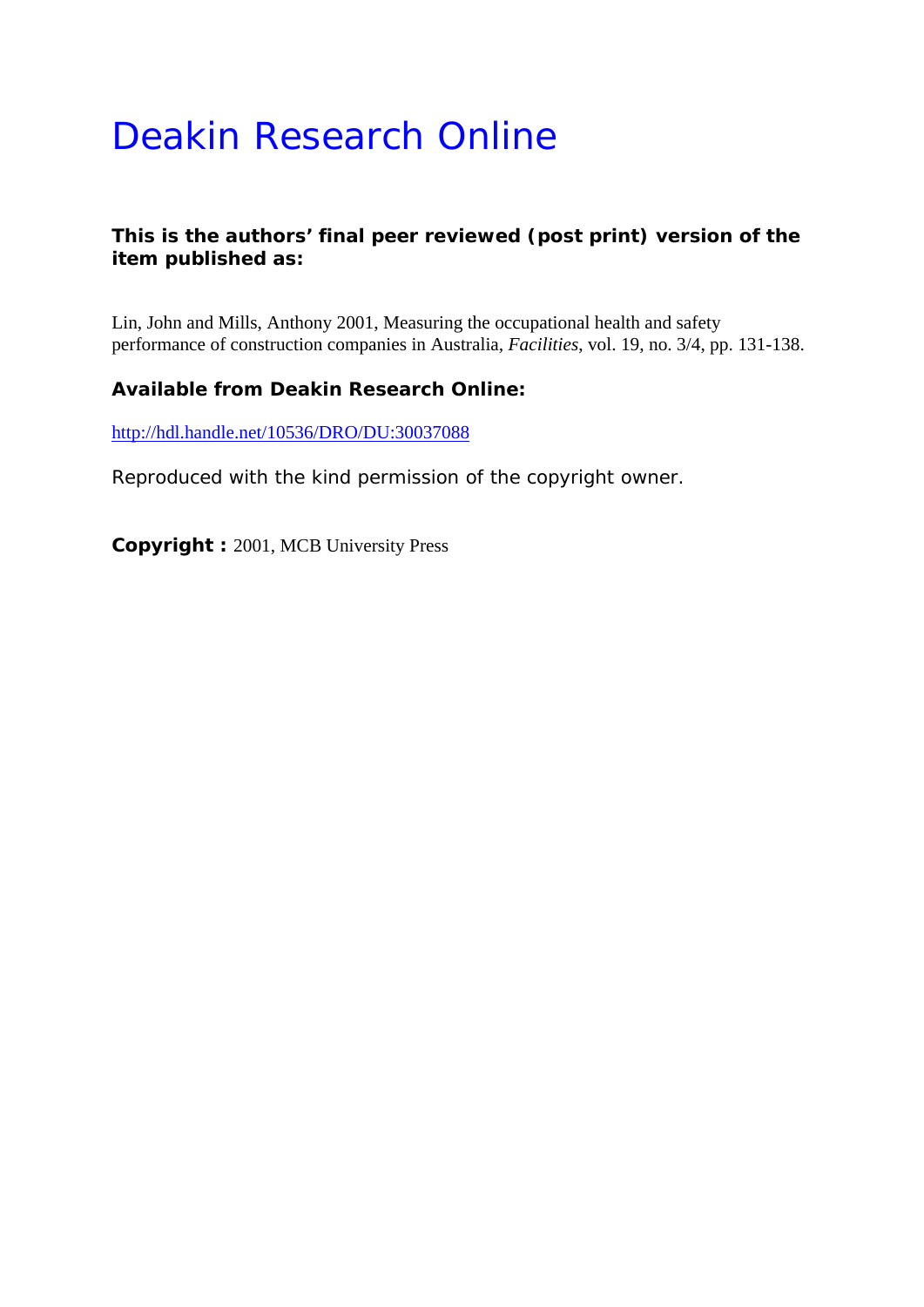# Deakin Research Online

**This is the authors' final peer reviewed (post print) version of the item published as:**

Lin, John and Mills, Anthony 2001, Measuring the occupational health and safety performance of construction companies in Australia, *Facilities*, vol. 19, no. 3/4, pp. 131-138.

**Available from Deakin Research Online:**

http://hdl.handle.net/10536/DRO/DU:30037088

Reproduced with the kind permission of the copyright owner.

**Copyright :** 2001, MCB University Press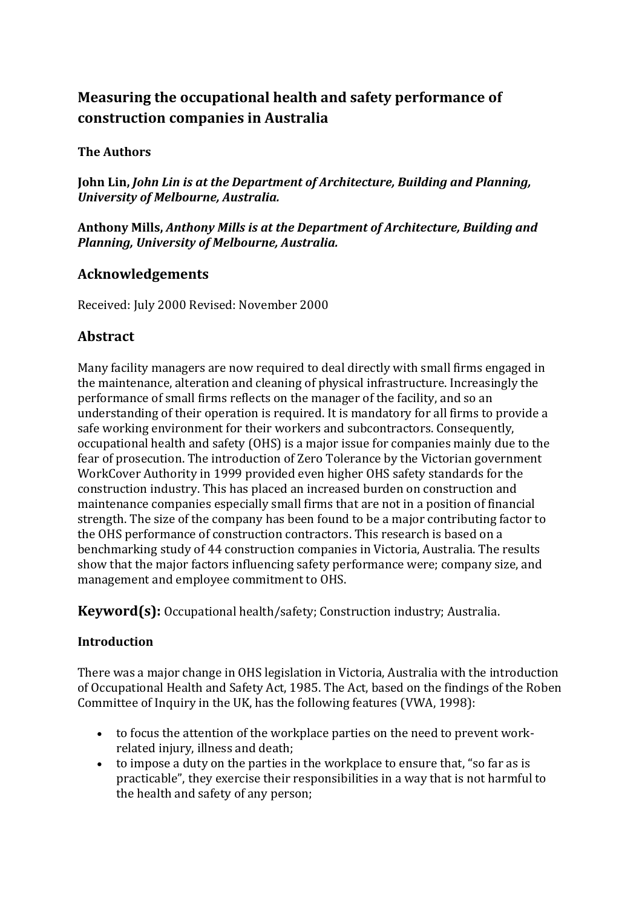## Measuring the occupational health and safety performance of construction companies in Australia

**The Authors**

**John Lin,** ***John Lin is at the Department of Architecture, Building and Planning, University of Melbourne, Australia.***

**Anthony Mills,** ***Anthony Mills is at the Department of Architecture, Building and Planning, University of Melbourne, Australia.***

## Acknowledgements

Received: July 2000 Revised: November 2000

## Abstract

Many facility managers are now required to deal directly with small firms engaged in the maintenance, alteration and cleaning of physical infrastructure. Increasingly the performance of small firms reflects on the manager of the facility, and so an understanding of their operation is required. It is mandatory for all firms to provide a safe working environment for their workers and subcontractors. Consequently, occupational health and safety (OHS) is a major issue for companies mainly due to the fear of prosecution. The introduction of Zero Tolerance by the Victorian government WorkCover Authority in 1999 provided even higher OHS safety standards for the construction industry. This has placed an increased burden on construction and maintenance companies especially small firms that are not in a position of financial strength. The size of the company has been found to be a major contributing factor to the OHS performance of construction contractors. This research is based on a benchmarking study of 44 construction companies in Victoria, Australia. The results show that the major factors influencing safety performance were; company size, and management and employee commitment to OHS.

**Keyword(s):** Occupational health/safety; Construction industry; Australia.

**Introduction**

There was a major change in OHS legislation in Victoria, Australia with the introduction of Occupational Health and Safety Act, 1985. The Act, based on the findings of the Roben Committee of Inquiry in the UK, has the following features (VWA, 1998):

- to focus the attention of the workplace parties on the need to prevent work-related injury, illness and death;
- to impose a duty on the parties in the workplace to ensure that, "so far as is practicable", they exercise their responsibilities in a way that is not harmful to the health and safety of any person;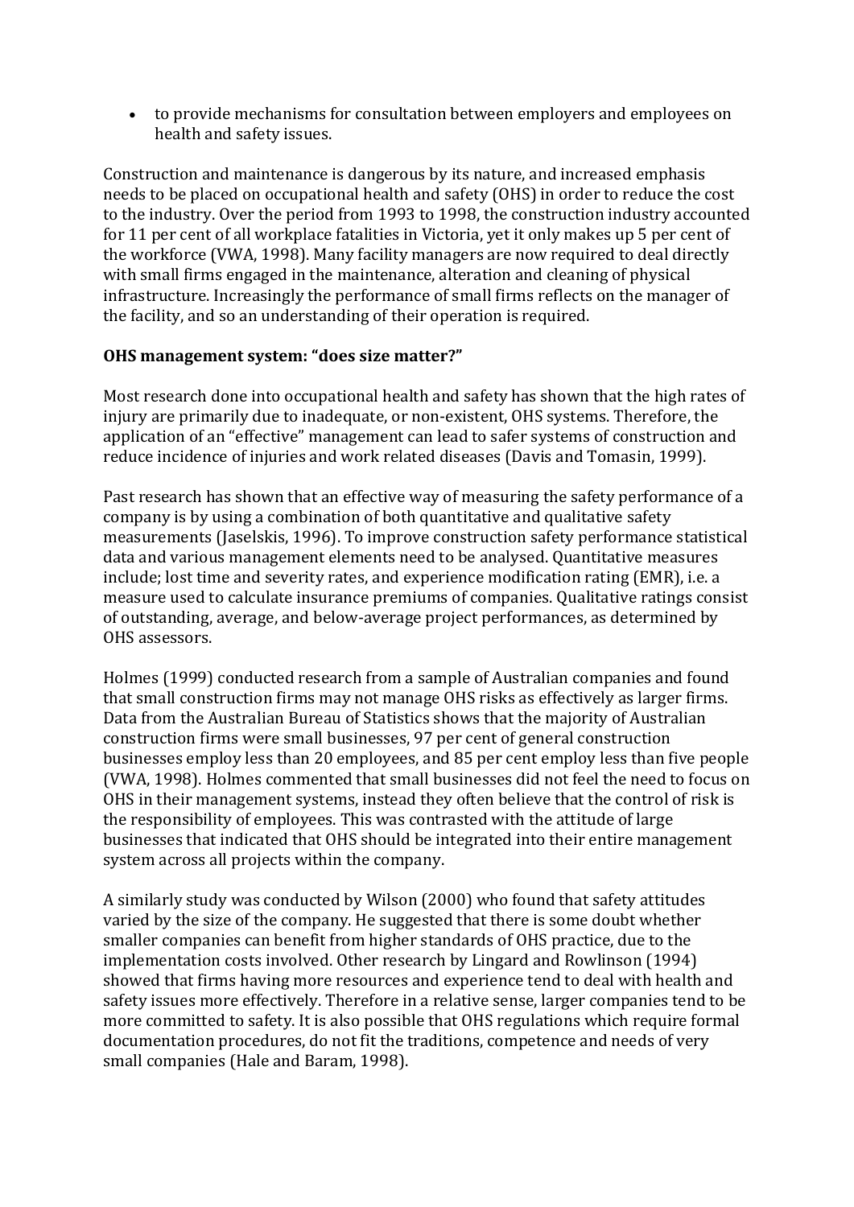- to provide mechanisms for consultation between employers and employees on health and safety issues.

Construction and maintenance is dangerous by its nature, and increased emphasis needs to be placed on occupational health and safety (OHS) in order to reduce the cost to the industry. Over the period from 1993 to 1998, the construction industry accounted for 11 per cent of all workplace fatalities in Victoria, yet it only makes up 5 per cent of the workforce (VWA, 1998). Many facility managers are now required to deal directly with small firms engaged in the maintenance, alteration and cleaning of physical infrastructure. Increasingly the performance of small firms reflects on the manager of the facility, and so an understanding of their operation is required.

**OHS management system: "does size matter?"**

Most research done into occupational health and safety has shown that the high rates of injury are primarily due to inadequate, or non-existent, OHS systems. Therefore, the application of an "effective" management can lead to safer systems of construction and reduce incidence of injuries and work related diseases (Davis and Tomasin, 1999).

Past research has shown that an effective way of measuring the safety performance of a company is by using a combination of both quantitative and qualitative safety measurements (Jaselskis, 1996). To improve construction safety performance statistical data and various management elements need to be analysed. Quantitative measures include; lost time and severity rates, and experience modification rating (EMR), i.e. a measure used to calculate insurance premiums of companies. Qualitative ratings consist of outstanding, average, and below-average project performances, as determined by OHS assessors.

Holmes (1999) conducted research from a sample of Australian companies and found that small construction firms may not manage OHS risks as effectively as larger firms. Data from the Australian Bureau of Statistics shows that the majority of Australian construction firms were small businesses, 97 per cent of general construction businesses employ less than 20 employees, and 85 per cent employ less than five people (VWA, 1998). Holmes commented that small businesses did not feel the need to focus on OHS in their management systems, instead they often believe that the control of risk is the responsibility of employees. This was contrasted with the attitude of large businesses that indicated that OHS should be integrated into their entire management system across all projects within the company.

A similarly study was conducted by Wilson (2000) who found that safety attitudes varied by the size of the company. He suggested that there is some doubt whether smaller companies can benefit from higher standards of OHS practice, due to the implementation costs involved. Other research by Lingard and Rowlinson (1994) showed that firms having more resources and experience tend to deal with health and safety issues more effectively. Therefore in a relative sense, larger companies tend to be more committed to safety. It is also possible that OHS regulations which require formal documentation procedures, do not fit the traditions, competence and needs of very small companies (Hale and Baram, 1998).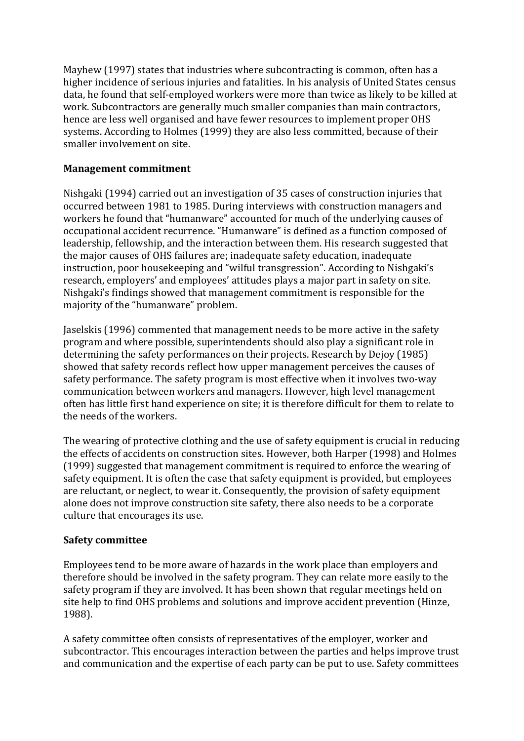Mayhew (1997) states that industries where subcontracting is common, often has a higher incidence of serious injuries and fatalities. In his analysis of United States census data, he found that self-employed workers were more than twice as likely to be killed at work. Subcontractors are generally much smaller companies than main contractors, hence are less well organised and have fewer resources to implement proper OHS systems. According to Holmes (1999) they are also less committed, because of their smaller involvement on site.

**Management commitment**

Nishgaki (1994) carried out an investigation of 35 cases of construction injuries that occurred between 1981 to 1985. During interviews with construction managers and workers he found that "humanware" accounted for much of the underlying causes of occupational accident recurrence. "Humanware" is defined as a function composed of leadership, fellowship, and the interaction between them. His research suggested that the major causes of OHS failures are; inadequate safety education, inadequate instruction, poor housekeeping and "wilful transgression". According to Nishgaki's research, employers' and employees' attitudes plays a major part in safety on site. Nishgaki's findings showed that management commitment is responsible for the majority of the "humanware" problem.

Jaselskis (1996) commented that management needs to be more active in the safety program and where possible, superintendents should also play a significant role in determining the safety performances on their projects. Research by Dejoy (1985) showed that safety records reflect how upper management perceives the causes of safety performance. The safety program is most effective when it involves two-way communication between workers and managers. However, high level management often has little first hand experience on site; it is therefore difficult for them to relate to the needs of the workers.

The wearing of protective clothing and the use of safety equipment is crucial in reducing the effects of accidents on construction sites. However, both Harper (1998) and Holmes (1999) suggested that management commitment is required to enforce the wearing of safety equipment. It is often the case that safety equipment is provided, but employees are reluctant, or neglect, to wear it. Consequently, the provision of safety equipment alone does not improve construction site safety, there also needs to be a corporate culture that encourages its use.

**Safety committee**

Employees tend to be more aware of hazards in the work place than employers and therefore should be involved in the safety program. They can relate more easily to the safety program if they are involved. It has been shown that regular meetings held on site help to find OHS problems and solutions and improve accident prevention (Hinze, 1988).

A safety committee often consists of representatives of the employer, worker and subcontractor. This encourages interaction between the parties and helps improve trust and communication and the expertise of each party can be put to use. Safety committees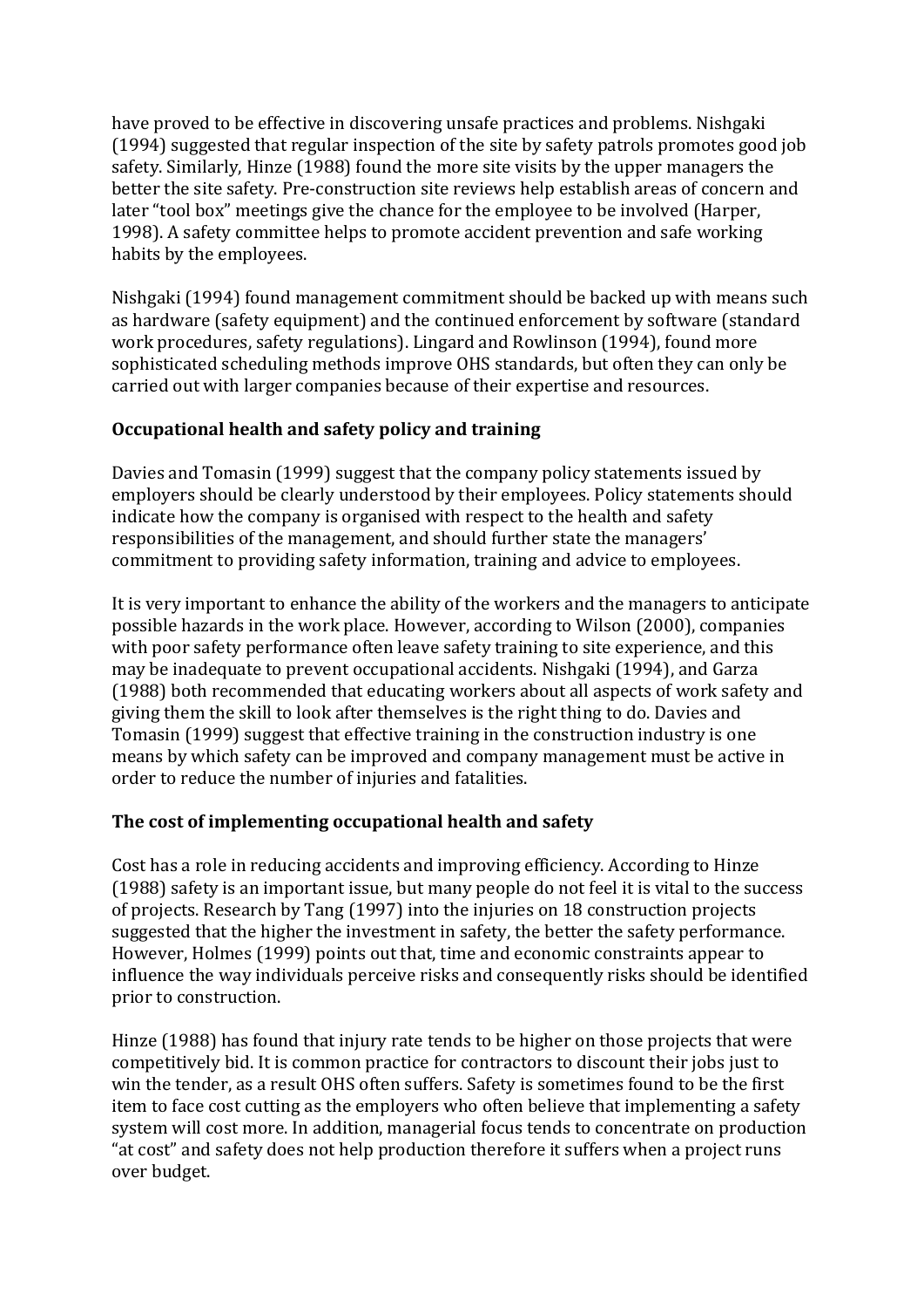have proved to be effective in discovering unsafe practices and problems. Nishgaki (1994) suggested that regular inspection of the site by safety patrols promotes good job safety. Similarly, Hinze (1988) found the more site visits by the upper managers the better the site safety. Pre-construction site reviews help establish areas of concern and later "tool box" meetings give the chance for the employee to be involved (Harper, 1998). A safety committee helps to promote accident prevention and safe working habits by the employees.

Nishgaki (1994) found management commitment should be backed up with means such as hardware (safety equipment) and the continued enforcement by software (standard work procedures, safety regulations). Lingard and Rowlinson (1994), found more sophisticated scheduling methods improve OHS standards, but often they can only be carried out with larger companies because of their expertise and resources.

**Occupational health and safety policy and training**

Davies and Tomasin (1999) suggest that the company policy statements issued by employers should be clearly understood by their employees. Policy statements should indicate how the company is organised with respect to the health and safety responsibilities of the management, and should further state the managers' commitment to providing safety information, training and advice to employees.

It is very important to enhance the ability of the workers and the managers to anticipate possible hazards in the work place. However, according to Wilson (2000), companies with poor safety performance often leave safety training to site experience, and this may be inadequate to prevent occupational accidents. Nishgaki (1994), and Garza (1988) both recommended that educating workers about all aspects of work safety and giving them the skill to look after themselves is the right thing to do. Davies and Tomasin (1999) suggest that effective training in the construction industry is one means by which safety can be improved and company management must be active in order to reduce the number of injuries and fatalities.

**The cost of implementing occupational health and safety**

Cost has a role in reducing accidents and improving efficiency. According to Hinze (1988) safety is an important issue, but many people do not feel it is vital to the success of projects. Research by Tang (1997) into the injuries on 18 construction projects suggested that the higher the investment in safety, the better the safety performance. However, Holmes (1999) points out that, time and economic constraints appear to influence the way individuals perceive risks and consequently risks should be identified prior to construction.

Hinze (1988) has found that injury rate tends to be higher on those projects that were competitively bid. It is common practice for contractors to discount their jobs just to win the tender, as a result OHS often suffers. Safety is sometimes found to be the first item to face cost cutting as the employers who often believe that implementing a safety system will cost more. In addition, managerial focus tends to concentrate on production "at cost" and safety does not help production therefore it suffers when a project runs over budget.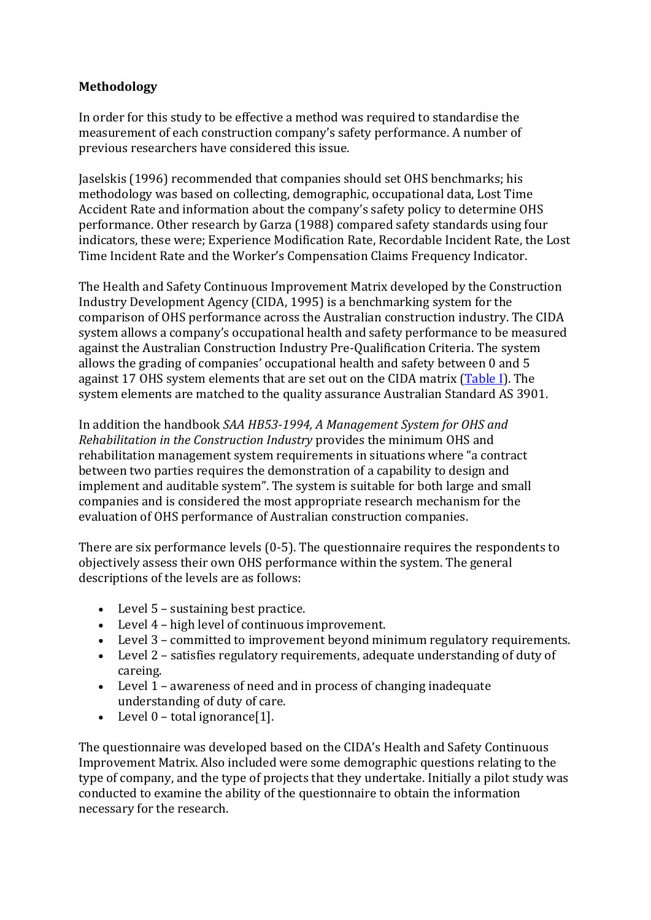**Methodology**

In order for this study to be effective a method was required to standardise the measurement of each construction company's safety performance. A number of previous researchers have considered this issue.

Jaselskis (1996) recommended that companies should set OHS benchmarks; his methodology was based on collecting, demographic, occupational data, Lost Time Accident Rate and information about the company's safety policy to determine OHS performance. Other research by Garza (1988) compared safety standards using four indicators, these were; Experience Modification Rate, Recordable Incident Rate, the Lost Time Incident Rate and the Worker's Compensation Claims Frequency Indicator.

The Health and Safety Continuous Improvement Matrix developed by the Construction Industry Development Agency (CIDA, 1995) is a benchmarking system for the comparison of OHS performance across the Australian construction industry. The CIDA system allows a company's occupational health and safety performance to be measured against the Australian Construction Industry Pre-Qualification Criteria. The system allows the grading of companies' occupational health and safety between 0 and 5 against 17 OHS system elements that are set out on the CIDA matrix (Table I). The system elements are matched to the quality assurance Australian Standard AS 3901.

In addition the handbook *SAA HB53-1994, A Management System for OHS and Rehabilitation in the Construction Industry* provides the minimum OHS and rehabilitation management system requirements in situations where "a contract between two parties requires the demonstration of a capability to design and implement and auditable system". The system is suitable for both large and small companies and is considered the most appropriate research mechanism for the evaluation of OHS performance of Australian construction companies.

There are six performance levels (0-5). The questionnaire requires the respondents to objectively assess their own OHS performance within the system. The general descriptions of the levels are as follows:

- Level 5 – sustaining best practice.
- Level 4 – high level of continuous improvement.
- Level 3 – committed to improvement beyond minimum regulatory requirements.
- Level 2 – satisfies regulatory requirements, adequate understanding of duty of careing.
- Level 1 – awareness of need and in process of changing inadequate understanding of duty of care.
- Level 0 – total ignorance[1].

The questionnaire was developed based on the CIDA's Health and Safety Continuous Improvement Matrix. Also included were some demographic questions relating to the type of company, and the type of projects that they undertake. Initially a pilot study was conducted to examine the ability of the questionnaire to obtain the information necessary for the research.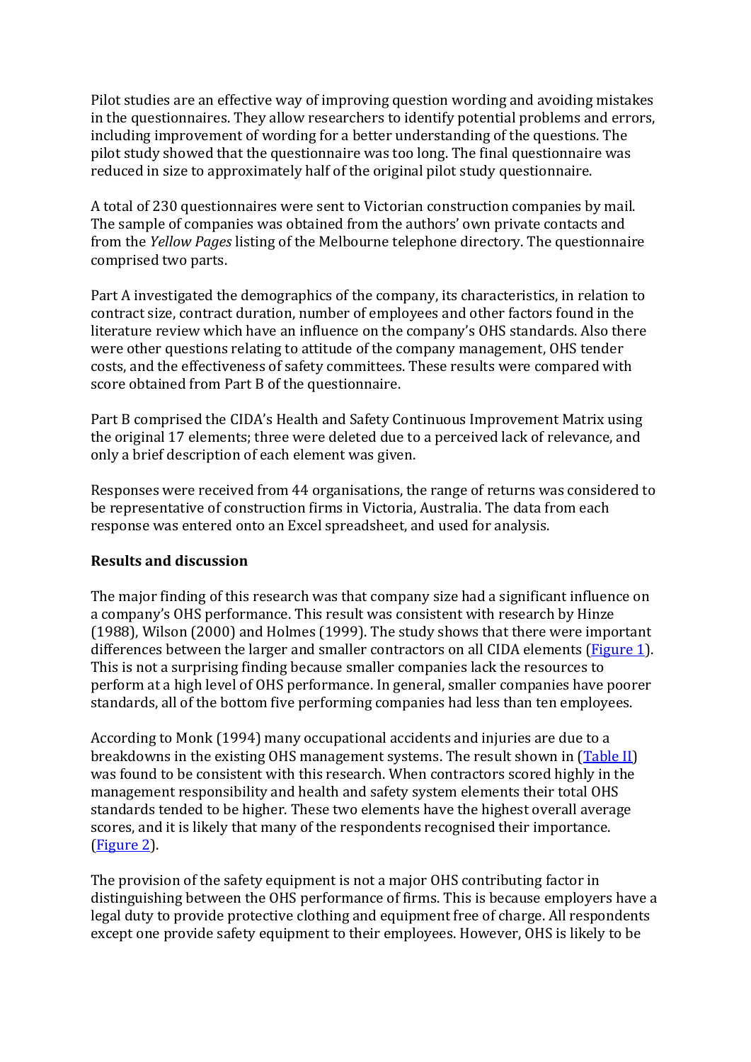Pilot studies are an effective way of improving question wording and avoiding mistakes in the questionnaires. They allow researchers to identify potential problems and errors, including improvement of wording for a better understanding of the questions. The pilot study showed that the questionnaire was too long. The final questionnaire was reduced in size to approximately half of the original pilot study questionnaire.

A total of 230 questionnaires were sent to Victorian construction companies by mail. The sample of companies was obtained from the authors' own private contacts and from the *Yellow Pages* listing of the Melbourne telephone directory. The questionnaire comprised two parts.

Part A investigated the demographics of the company, its characteristics, in relation to contract size, contract duration, number of employees and other factors found in the literature review which have an influence on the company's OHS standards. Also there were other questions relating to attitude of the company management, OHS tender costs, and the effectiveness of safety committees. These results were compared with score obtained from Part B of the questionnaire.

Part B comprised the CIDA's Health and Safety Continuous Improvement Matrix using the original 17 elements; three were deleted due to a perceived lack of relevance, and only a brief description of each element was given.

Responses were received from 44 organisations, the range of returns was considered to be representative of construction firms in Victoria, Australia. The data from each response was entered onto an Excel spreadsheet, and used for analysis.

**Results and discussion**

The major finding of this research was that company size had a significant influence on a company's OHS performance. This result was consistent with research by Hinze (1988), Wilson (2000) and Holmes (1999). The study shows that there were important differences between the larger and smaller contractors on all CIDA elements (Figure 1). This is not a surprising finding because smaller companies lack the resources to perform at a high level of OHS performance. In general, smaller companies have poorer standards, all of the bottom five performing companies had less than ten employees.

According to Monk (1994) many occupational accidents and injuries are due to a breakdowns in the existing OHS management systems. The result shown in (Table II) was found to be consistent with this research. When contractors scored highly in the management responsibility and health and safety system elements their total OHS standards tended to be higher. These two elements have the highest overall average scores, and it is likely that many of the respondents recognised their importance. (Figure 2).

The provision of the safety equipment is not a major OHS contributing factor in distinguishing between the OHS performance of firms. This is because employers have a legal duty to provide protective clothing and equipment free of charge. All respondents except one provide safety equipment to their employees. However, OHS is likely to be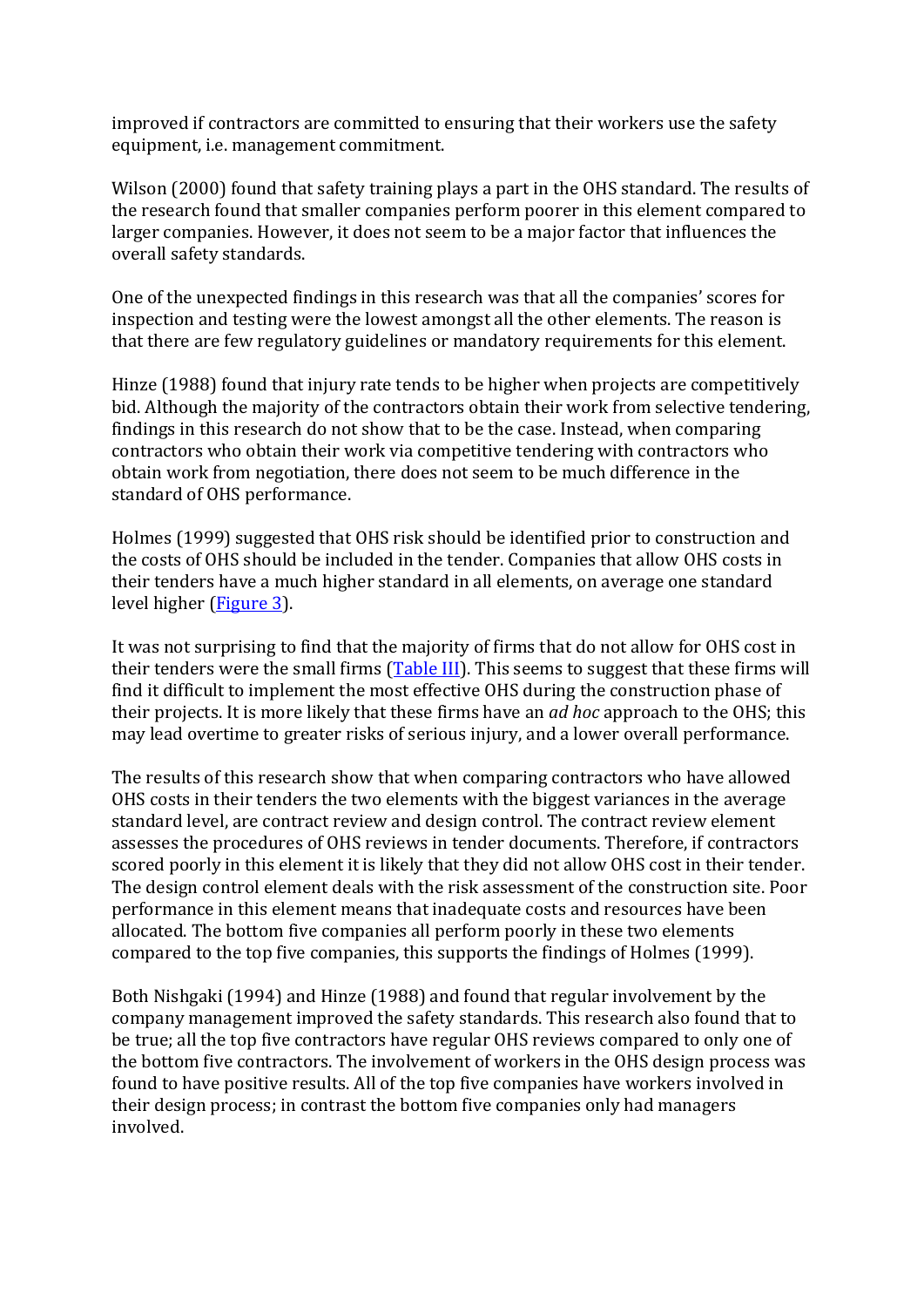improved if contractors are committed to ensuring that their workers use the safety equipment, i.e. management commitment.

Wilson (2000) found that safety training plays a part in the OHS standard. The results of the research found that smaller companies perform poorer in this element compared to larger companies. However, it does not seem to be a major factor that influences the overall safety standards.

One of the unexpected findings in this research was that all the companies' scores for inspection and testing were the lowest amongst all the other elements. The reason is that there are few regulatory guidelines or mandatory requirements for this element.

Hinze (1988) found that injury rate tends to be higher when projects are competitively bid. Although the majority of the contractors obtain their work from selective tendering, findings in this research do not show that to be the case. Instead, when comparing contractors who obtain their work via competitive tendering with contractors who obtain work from negotiation, there does not seem to be much difference in the standard of OHS performance.

Holmes (1999) suggested that OHS risk should be identified prior to construction and the costs of OHS should be included in the tender. Companies that allow OHS costs in their tenders have a much higher standard in all elements, on average one standard level higher (Figure 3).

It was not surprising to find that the majority of firms that do not allow for OHS cost in their tenders were the small firms (Table III). This seems to suggest that these firms will find it difficult to implement the most effective OHS during the construction phase of their projects. It is more likely that these firms have an *ad hoc* approach to the OHS; this may lead overtime to greater risks of serious injury, and a lower overall performance.

The results of this research show that when comparing contractors who have allowed OHS costs in their tenders the two elements with the biggest variances in the average standard level, are contract review and design control. The contract review element assesses the procedures of OHS reviews in tender documents. Therefore, if contractors scored poorly in this element it is likely that they did not allow OHS cost in their tender. The design control element deals with the risk assessment of the construction site. Poor performance in this element means that inadequate costs and resources have been allocated. The bottom five companies all perform poorly in these two elements compared to the top five companies, this supports the findings of Holmes (1999).

Both Nishgaki (1994) and Hinze (1988) and found that regular involvement by the company management improved the safety standards. This research also found that to be true; all the top five contractors have regular OHS reviews compared to only one of the bottom five contractors. The involvement of workers in the OHS design process was found to have positive results. All of the top five companies have workers involved in their design process; in contrast the bottom five companies only had managers involved.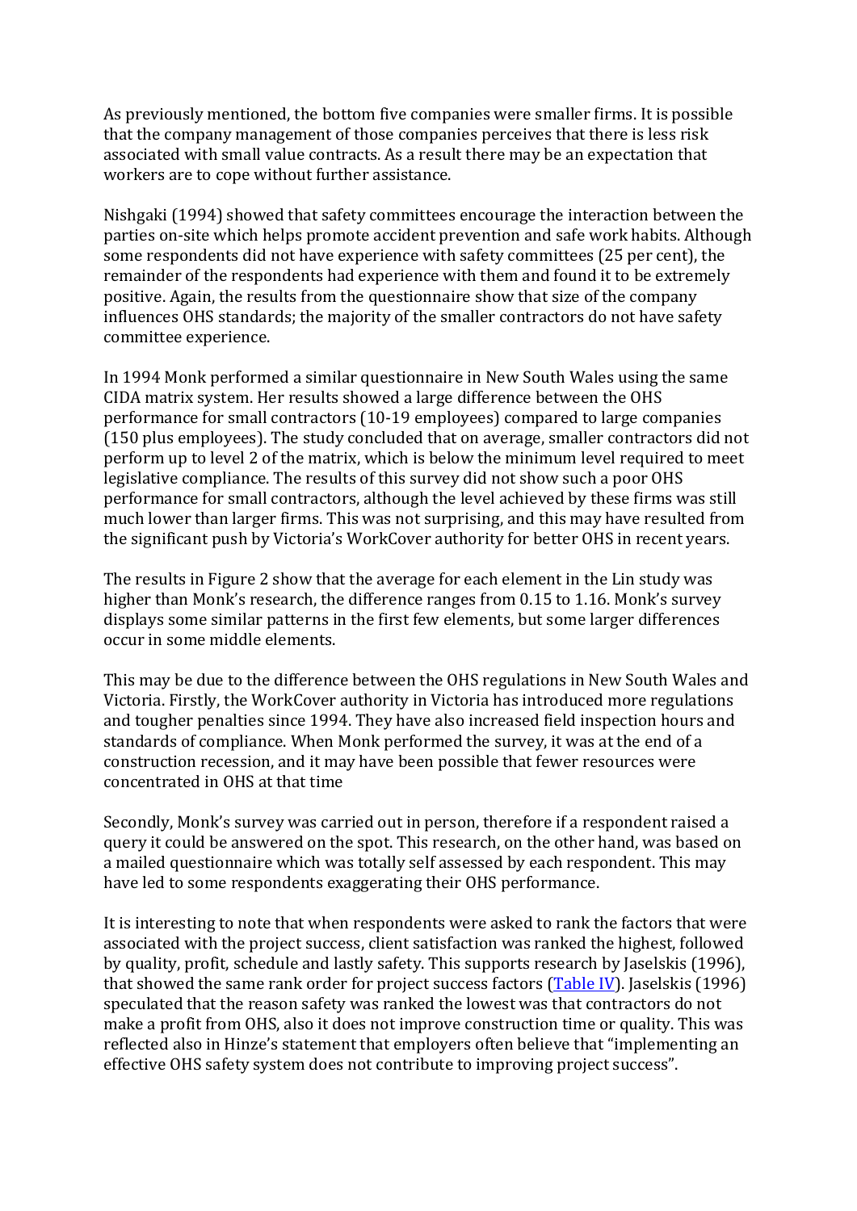As previously mentioned, the bottom five companies were smaller firms. It is possible that the company management of those companies perceives that there is less risk associated with small value contracts. As a result there may be an expectation that workers are to cope without further assistance.

Nishgaki (1994) showed that safety committees encourage the interaction between the parties on-site which helps promote accident prevention and safe work habits. Although some respondents did not have experience with safety committees (25 per cent), the remainder of the respondents had experience with them and found it to be extremely positive. Again, the results from the questionnaire show that size of the company influences OHS standards; the majority of the smaller contractors do not have safety committee experience.

In 1994 Monk performed a similar questionnaire in New South Wales using the same CIDA matrix system. Her results showed a large difference between the OHS performance for small contractors (10-19 employees) compared to large companies (150 plus employees). The study concluded that on average, smaller contractors did not perform up to level 2 of the matrix, which is below the minimum level required to meet legislative compliance. The results of this survey did not show such a poor OHS performance for small contractors, although the level achieved by these firms was still much lower than larger firms. This was not surprising, and this may have resulted from the significant push by Victoria's WorkCover authority for better OHS in recent years.

The results in Figure 2 show that the average for each element in the Lin study was higher than Monk's research, the difference ranges from 0.15 to 1.16. Monk's survey displays some similar patterns in the first few elements, but some larger differences occur in some middle elements.

This may be due to the difference between the OHS regulations in New South Wales and Victoria. Firstly, the WorkCover authority in Victoria has introduced more regulations and tougher penalties since 1994. They have also increased field inspection hours and standards of compliance. When Monk performed the survey, it was at the end of a construction recession, and it may have been possible that fewer resources were concentrated in OHS at that time

Secondly, Monk's survey was carried out in person, therefore if a respondent raised a query it could be answered on the spot. This research, on the other hand, was based on a mailed questionnaire which was totally self assessed by each respondent. This may have led to some respondents exaggerating their OHS performance.

It is interesting to note that when respondents were asked to rank the factors that were associated with the project success, client satisfaction was ranked the highest, followed by quality, profit, schedule and lastly safety. This supports research by Jaselskis (1996), that showed the same rank order for project success factors (Table IV). Jaselskis (1996) speculated that the reason safety was ranked the lowest was that contractors do not make a profit from OHS, also it does not improve construction time or quality. This was reflected also in Hinze's statement that employers often believe that "implementing an effective OHS safety system does not contribute to improving project success".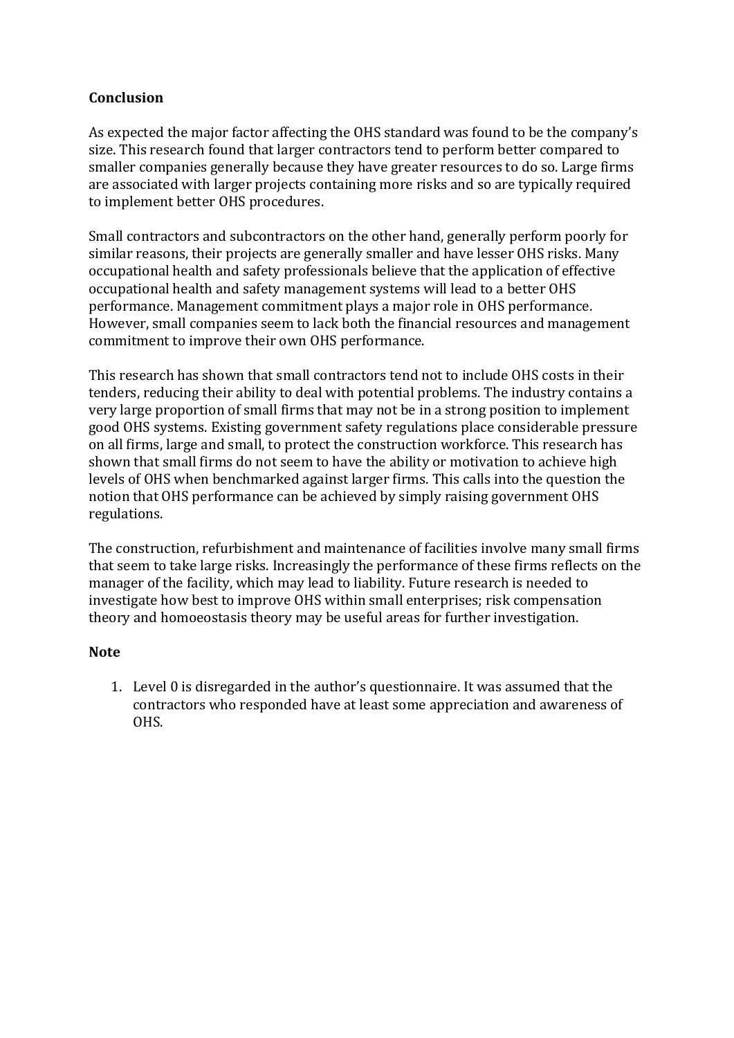**Conclusion**

As expected the major factor affecting the OHS standard was found to be the company's size. This research found that larger contractors tend to perform better compared to smaller companies generally because they have greater resources to do so. Large firms are associated with larger projects containing more risks and so are typically required to implement better OHS procedures.

Small contractors and subcontractors on the other hand, generally perform poorly for similar reasons, their projects are generally smaller and have lesser OHS risks. Many occupational health and safety professionals believe that the application of effective occupational health and safety management systems will lead to a better OHS performance. Management commitment plays a major role in OHS performance. However, small companies seem to lack both the financial resources and management commitment to improve their own OHS performance.

This research has shown that small contractors tend not to include OHS costs in their tenders, reducing their ability to deal with potential problems. The industry contains a very large proportion of small firms that may not be in a strong position to implement good OHS systems. Existing government safety regulations place considerable pressure on all firms, large and small, to protect the construction workforce. This research has shown that small firms do not seem to have the ability or motivation to achieve high levels of OHS when benchmarked against larger firms. This calls into the question the notion that OHS performance can be achieved by simply raising government OHS regulations.

The construction, refurbishment and maintenance of facilities involve many small firms that seem to take large risks. Increasingly the performance of these firms reflects on the manager of the facility, which may lead to liability. Future research is needed to investigate how best to improve OHS within small enterprises; risk compensation theory and homoeostasis theory may be useful areas for further investigation.

**Note**

1. Level 0 is disregarded in the author's questionnaire. It was assumed that the contractors who responded have at least some appreciation and awareness of OHS.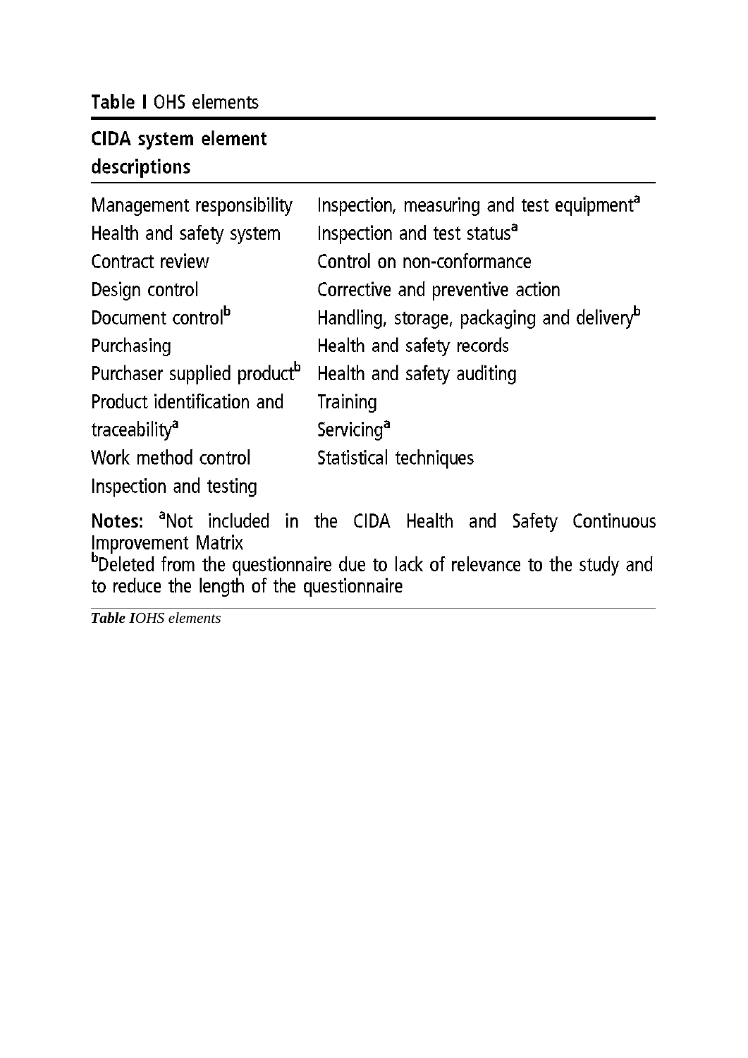**Table I** OHS elements

| CIDA system element descriptions | |
|---|---|
| Management responsibility | Inspection, measuring and test equipment[a] |
| Health and safety system | Inspection and test status[a] |
| Contract review | Control on non-conformance |
| Design control | Corrective and preventive action |
| Document control[b] | Handling, storage, packaging and delivery[b] |
| Purchasing | Health and safety records |
| Purchaser supplied product[b] | Health and safety auditing |
| Product identification and traceability[a] | Training |
| | Servicing[a] |
| Work method control | Statistical techniques |
| Inspection and testing | |

**Notes:** [a]Not included in the CIDA Health and Safety Continuous Improvement Matrix
[b]Deleted from the questionnaire due to lack of relevance to the study and to reduce the length of the questionnaire

***Table I*** *OHS elements*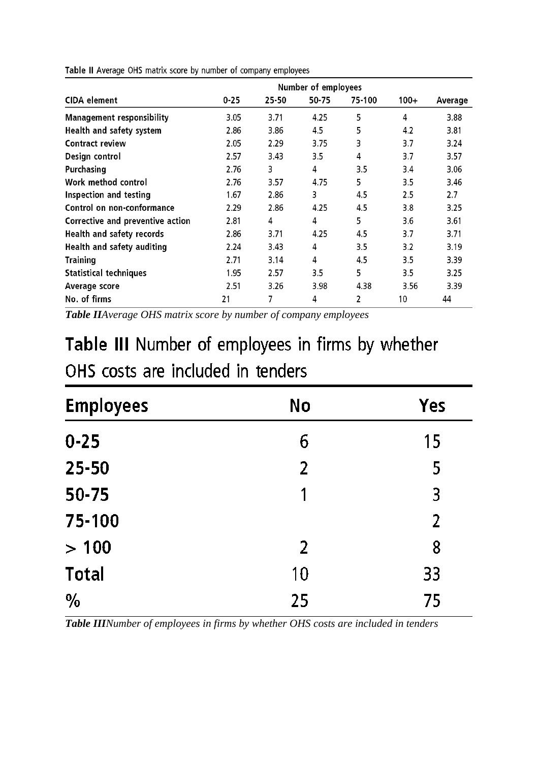Table II Average OHS matrix score by number of company employees

| CIDA element | Number of employees | | | | | |
|---|---|---|---|---|---|---|
| | 0-25 | 25-50 | 50-75 | 75-100 | 100+ | Average |
| Management responsibility | 3.05 | 3.71 | 4.25 | 5 | 4 | 3.88 |
| Health and safety system | 2.86 | 3.86 | 4.5 | 5 | 4.2 | 3.81 |
| Contract review | 2.05 | 2.29 | 3.75 | 3 | 3.7 | 3.24 |
| Design control | 2.57 | 3.43 | 3.5 | 4 | 3.7 | 3.57 |
| Purchasing | 2.76 | 3 | 4 | 3.5 | 3.4 | 3.06 |
| Work method control | 2.76 | 3.57 | 4.75 | 5 | 3.5 | 3.46 |
| Inspection and testing | 1.67 | 2.86 | 3 | 4.5 | 2.5 | 2.7 |
| Control on non-conformance | 2.29 | 2.86 | 4.25 | 4.5 | 3.8 | 3.25 |
| Corrective and preventive action | 2.81 | 4 | 4 | 5 | 3.6 | 3.61 |
| Health and safety records | 2.86 | 3.71 | 4.25 | 4.5 | 3.7 | 3.71 |
| Health and safety auditing | 2.24 | 3.43 | 4 | 3.5 | 3.2 | 3.19 |
| Training | 2.71 | 3.14 | 4 | 4.5 | 3.5 | 3.39 |
| Statistical techniques | 1.95 | 2.57 | 3.5 | 5 | 3.5 | 3.25 |
| Average score | 2.51 | 3.26 | 3.98 | 4.38 | 3.56 | 3.39 |
| No. of firms | 21 | 7 | 4 | 2 | 10 | 44 |

***Table II****Average OHS matrix score by number of company employees*

Table III Number of employees in firms by whether OHS costs are included in tenders

| Employees | No | Yes |
|---|---|---|
| 0-25 | 6 | 15 |
| 25-50 | 2 | 5 |
| 50-75 | 1 | 3 |
| 75-100 | | 2 |
| > 100 | 2 | 8 |
| Total | 10 | 33 |
| % | 25 | 75 |

***Table III****Number of employees in firms by whether OHS costs are included in tenders*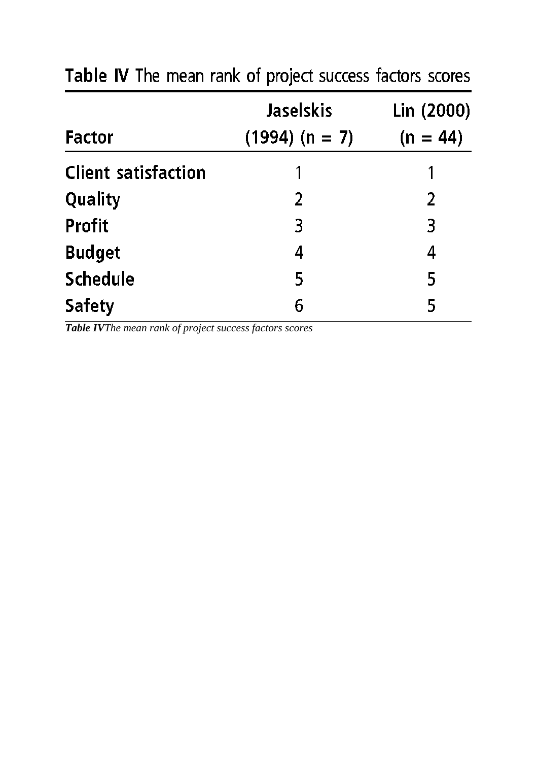**Table IV** The mean rank of project success factors scores

| Factor | Jaselskis (1994) (n = 7) | Lin (2000) (n = 44) |
|---|---|---|
| Client satisfaction | 1 | 1 |
| Quality | 2 | 2 |
| Profit | 3 | 3 |
| Budget | 4 | 4 |
| Schedule | 5 | 5 |
| Safety | 6 | 5 |

***Table IV****The mean rank of project success factors scores*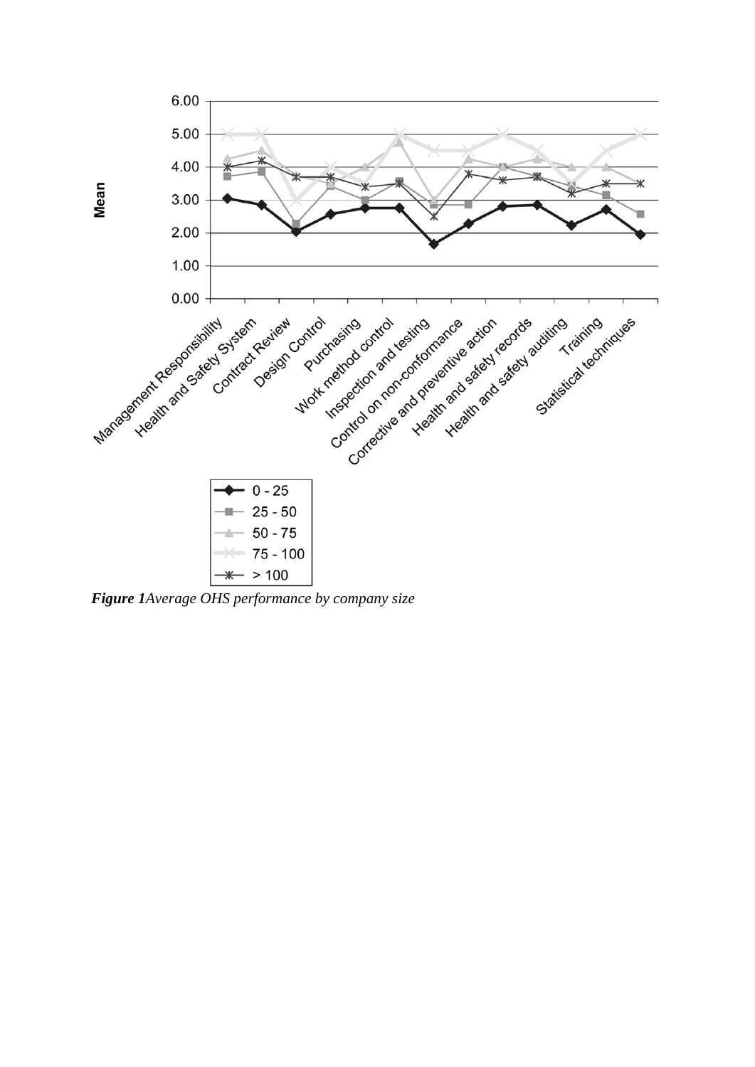***Figure 1****Average OHS performance by company size*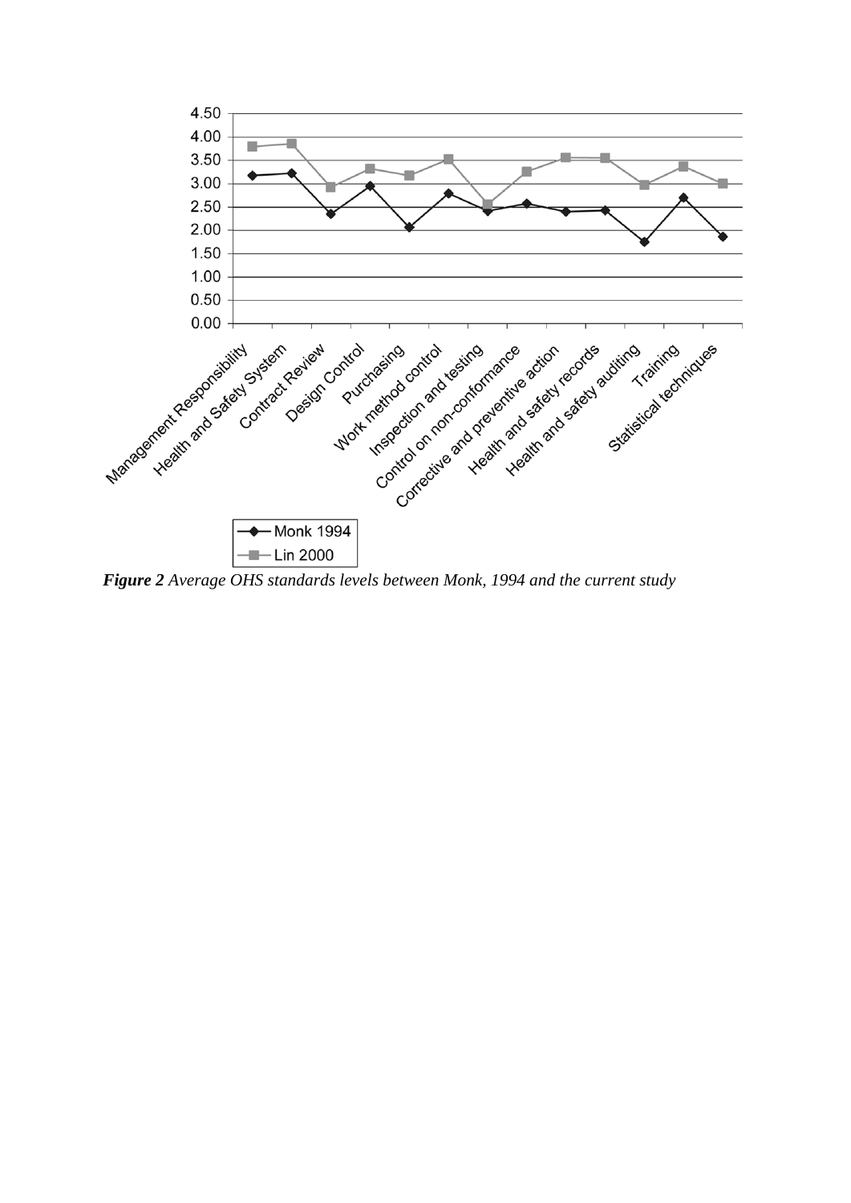***Figure 2*** *Average OHS standards levels between Monk, 1994 and the current study*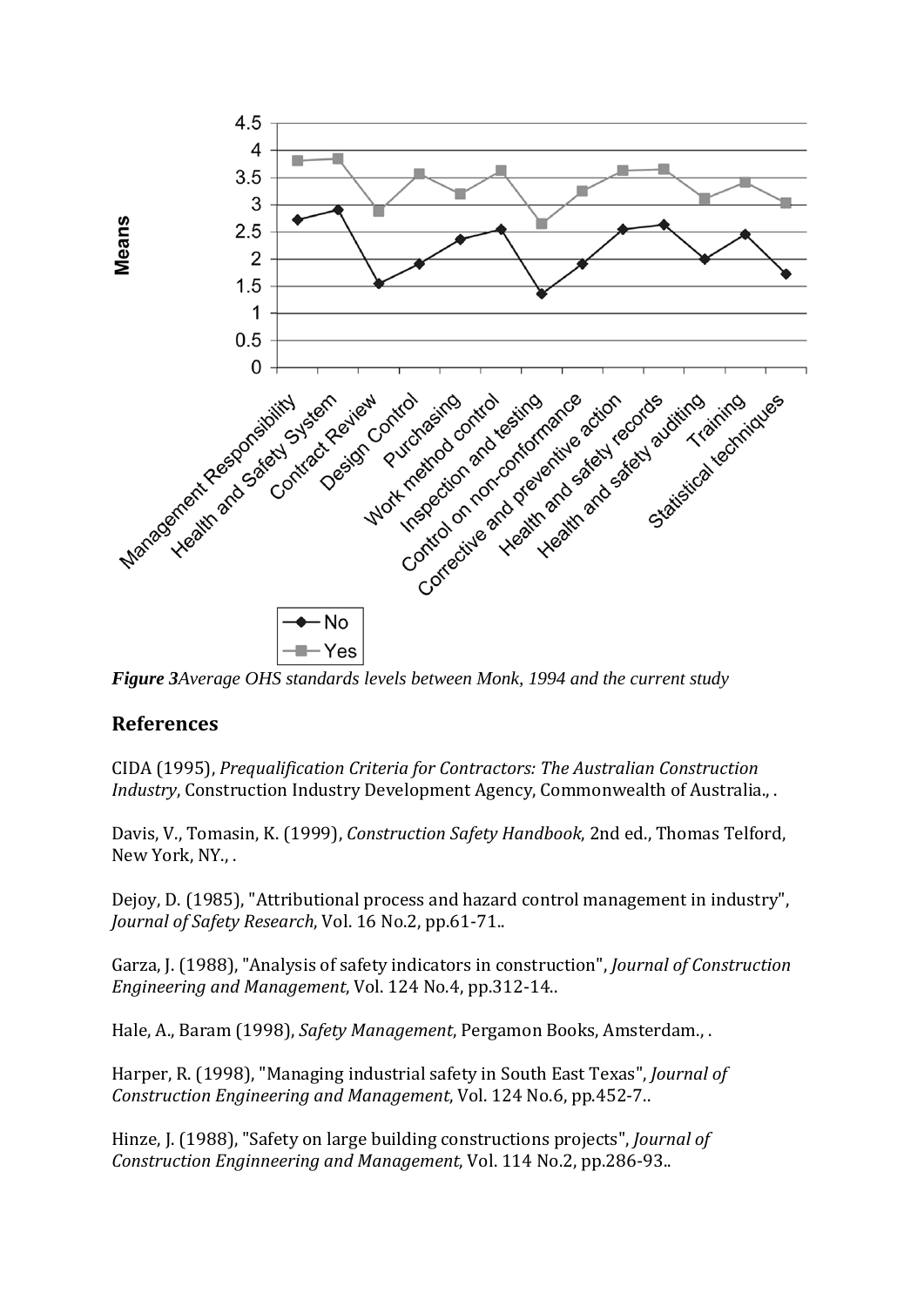*Figure 3Average OHS standards levels between Monk, 1994 and the current study*

## References

CIDA (1995), *Prequalification Criteria for Contractors: The Australian Construction Industry*, Construction Industry Development Agency, Commonwealth of Australia., .

Davis, V., Tomasin, K. (1999), *Construction Safety Handbook*, 2nd ed., Thomas Telford, New York, NY., .

Dejoy, D. (1985), "Attributional process and hazard control management in industry", *Journal of Safety Research*, Vol. 16 No.2, pp.61-71..

Garza, J. (1988), "Analysis of safety indicators in construction", *Journal of Construction Engineering and Management*, Vol. 124 No.4, pp.312-14..

Hale, A., Baram (1998), *Safety Management*, Pergamon Books, Amsterdam., .

Harper, R. (1998), "Managing industrial safety in South East Texas", *Journal of Construction Engineering and Management*, Vol. 124 No.6, pp.452-7..

Hinze, J. (1988), "Safety on large building constructions projects", *Journal of Construction Enginneering and Management*, Vol. 114 No.2, pp.286-93..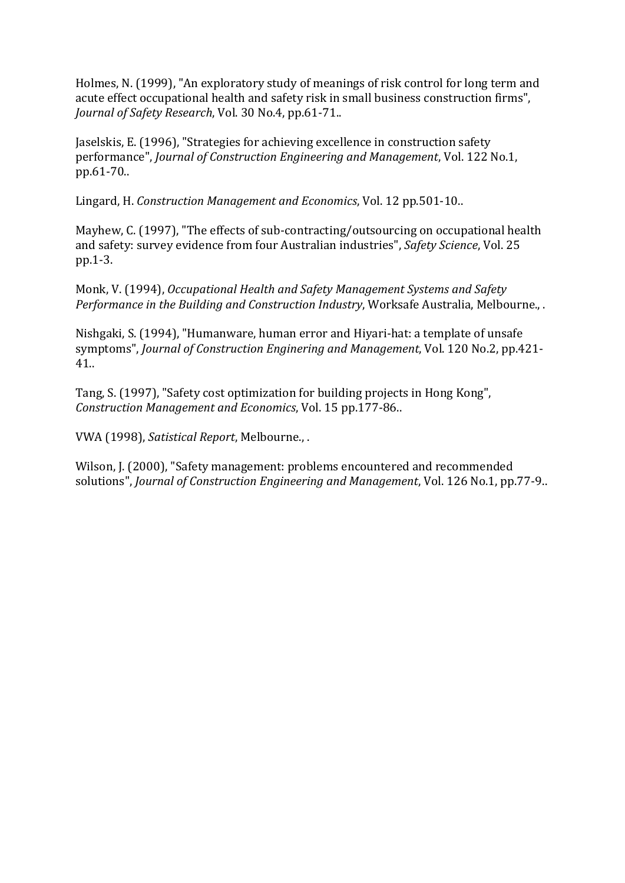Holmes, N. (1999), "An exploratory study of meanings of risk control for long term and acute effect occupational health and safety risk in small business construction firms", *Journal of Safety Research*, Vol. 30 No.4, pp.61-71..

Jaselskis, E. (1996), "Strategies for achieving excellence in construction safety performance", *Journal of Construction Engineering and Management*, Vol. 122 No.1, pp.61-70..

Lingard, H. *Construction Management and Economics*, Vol. 12 pp.501-10..

Mayhew, C. (1997), "The effects of sub-contracting/outsourcing on occupational health and safety: survey evidence from four Australian industries", *Safety Science*, Vol. 25 pp.1-3.

Monk, V. (1994), *Occupational Health and Safety Management Systems and Safety Performance in the Building and Construction Industry*, Worksafe Australia, Melbourne., .

Nishgaki, S. (1994), "Humanware, human error and Hiyari-hat: a template of unsafe symptoms", *Journal of Construction Enginering and Management*, Vol. 120 No.2, pp.421-41..

Tang, S. (1997), "Safety cost optimization for building projects in Hong Kong", *Construction Management and Economics*, Vol. 15 pp.177-86..

VWA (1998), *Satistical Report*, Melbourne., .

Wilson, J. (2000), "Safety management: problems encountered and recommended solutions", *Journal of Construction Engineering and Management*, Vol. 126 No.1, pp.77-9..